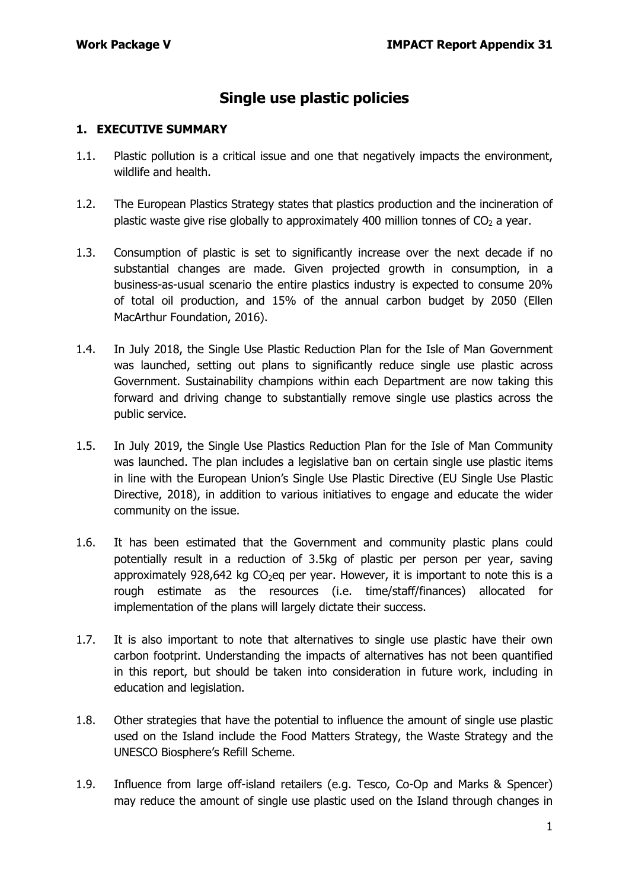# Single use plastic policies

## 1. EXECUTIVE SUMMARY

1.1. Plastic pollution is a critical issue and one that negatively impacts the environment, wildlife and health.

1.2. The European Plastics Strategy states that plastics production and the incineration of plastic waste give rise globally to approximately 400 million tonnes of $CO_2$ a year.

1.3. Consumption of plastic is set to significantly increase over the next decade if no substantial changes are made. Given projected growth in consumption, in a business-as-usual scenario the entire plastics industry is expected to consume 20% of total oil production, and 15% of the annual carbon budget by 2050 (Ellen MacArthur Foundation, 2016).

1.4. In July 2018, the Single Use Plastic Reduction Plan for the Isle of Man Government was launched, setting out plans to significantly reduce single use plastic across Government. Sustainability champions within each Department are now taking this forward and driving change to substantially remove single use plastics across the public service.

1.5. In July 2019, the Single Use Plastics Reduction Plan for the Isle of Man Community was launched. The plan includes a legislative ban on certain single use plastic items in line with the European Union's Single Use Plastic Directive (EU Single Use Plastic Directive, 2018), in addition to various initiatives to engage and educate the wider community on the issue.

1.6. It has been estimated that the Government and community plastic plans could potentially result in a reduction of 3.5kg of plastic per person per year, saving approximately 928,642 kg $CO_2$eq per year. However, it is important to note this is a rough estimate as the resources (i.e. time/staff/finances) allocated for implementation of the plans will largely dictate their success.

1.7. It is also important to note that alternatives to single use plastic have their own carbon footprint. Understanding the impacts of alternatives has not been quantified in this report, but should be taken into consideration in future work, including in education and legislation.

1.8. Other strategies that have the potential to influence the amount of single use plastic used on the Island include the Food Matters Strategy, the Waste Strategy and the UNESCO Biosphere's Refill Scheme.

1.9. Influence from large off-island retailers (e.g. Tesco, Co-Op and Marks & Spencer) may reduce the amount of single use plastic used on the Island through changes in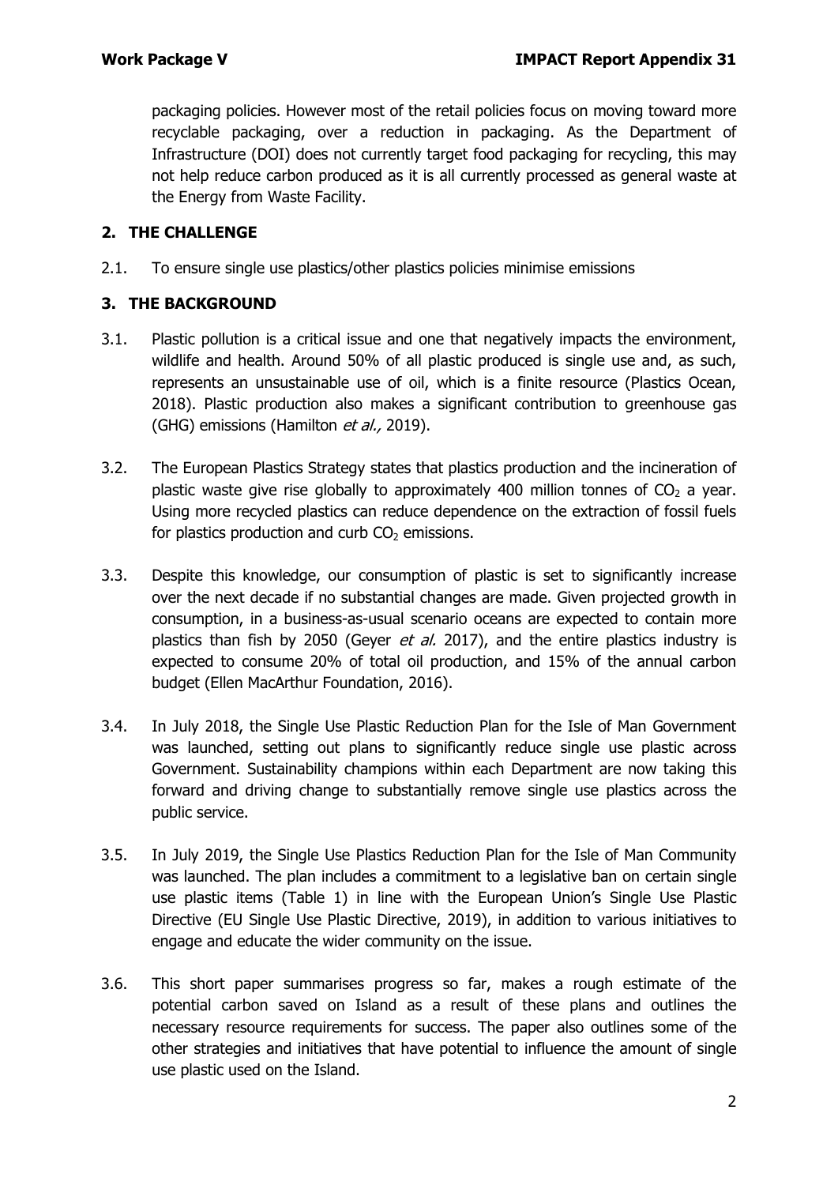packaging policies. However most of the retail policies focus on moving toward more recyclable packaging, over a reduction in packaging. As the Department of Infrastructure (DOI) does not currently target food packaging for recycling, this may not help reduce carbon produced as it is all currently processed as general waste at the Energy from Waste Facility.

## 2. THE CHALLENGE

2.1. To ensure single use plastics/other plastics policies minimise emissions

## 3. THE BACKGROUND

3.1. Plastic pollution is a critical issue and one that negatively impacts the environment, wildlife and health. Around 50% of all plastic produced is single use and, as such, represents an unsustainable use of oil, which is a finite resource (Plastics Ocean, 2018). Plastic production also makes a significant contribution to greenhouse gas (GHG) emissions (Hamilton *et al.,* 2019).

3.2. The European Plastics Strategy states that plastics production and the incineration of plastic waste give rise globally to approximately 400 million tonnes of $CO_2$ a year. Using more recycled plastics can reduce dependence on the extraction of fossil fuels for plastics production and curb $CO_2$ emissions.

3.3. Despite this knowledge, our consumption of plastic is set to significantly increase over the next decade if no substantial changes are made. Given projected growth in consumption, in a business-as-usual scenario oceans are expected to contain more plastics than fish by 2050 (Geyer *et al.* 2017), and the entire plastics industry is expected to consume 20% of total oil production, and 15% of the annual carbon budget (Ellen MacArthur Foundation, 2016).

3.4. In July 2018, the Single Use Plastic Reduction Plan for the Isle of Man Government was launched, setting out plans to significantly reduce single use plastic across Government. Sustainability champions within each Department are now taking this forward and driving change to substantially remove single use plastics across the public service.

3.5. In July 2019, the Single Use Plastics Reduction Plan for the Isle of Man Community was launched. The plan includes a commitment to a legislative ban on certain single use plastic items (Table 1) in line with the European Union's Single Use Plastic Directive (EU Single Use Plastic Directive, 2019), in addition to various initiatives to engage and educate the wider community on the issue.

3.6. This short paper summarises progress so far, makes a rough estimate of the potential carbon saved on Island as a result of these plans and outlines the necessary resource requirements for success. The paper also outlines some of the other strategies and initiatives that have potential to influence the amount of single use plastic used on the Island.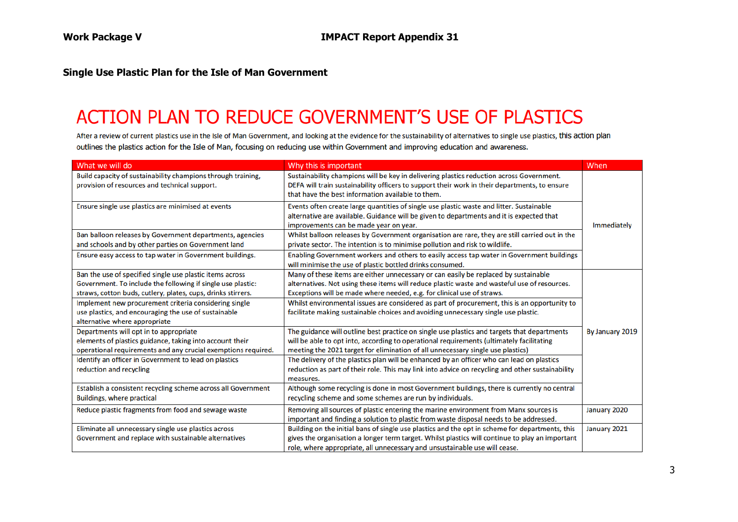**Single Use Plastic Plan for the Isle of Man Government**

# ACTION PLAN TO REDUCE GOVERNMENT'S USE OF PLASTICS

After a review of current plastics use in the Isle of Man Government, and looking at the evidence for the sustainability of alternatives to single use plastics, this action plan outlines the plastics action for the Isle of Man, focusing on reducing use within Government and improving education and awareness.

| What we will do | Why this is important | When |
|---|---|---|
| Build capacity of sustainability champions through training, provision of resources and technical support. | Sustainability champions will be key in delivering plastics reduction across Government. DEFA will train sustainability officers to support their work in their departments, to ensure that have the best information available to them. | Immediately |
| Ensure single use plastics are minimised at events | Events often create large quantities of single use plastic waste and litter. Sustainable alternative are available. Guidance will be given to departments and it is expected that improvements can be made year on year. | |
| Ban balloon releases by Government departments, agencies and schools and by other parties on Government land | Whilst balloon releases by Government organisation are rare, they are still carried out in the private sector. The intention is to minimise pollution and risk to wildlife. | |
| Ensure easy access to tap water in Government buildings. | Enabling Government workers and others to easily access tap water in Government buildings will minimise the use of plastic bottled drinks consumed. | |
| Ban the use of specified single use plastic items across Government. To include the following if single use plastic: straws, cotton buds, cutlery, plates, cups, drinks stirrers. | Many of these items are either unnecessary or can easily be replaced by sustainable alternatives. Not using these items will reduce plastic waste and wasteful use of resources. Exceptions will be made where needed, e.g. for clinical use of straws. | By January 2019 |
| Implement new procurement criteria considering single use plastics, and encouraging the use of sustainable alternative where appropriate | Whilst environmental issues are considered as part of procurement, this is an opportunity to facilitate making sustainable choices and avoiding unnecessary single use plastic. | |
| Departments will opt in to appropriate elements of plastics guidance, taking into account their operational requirements and any crucial exemptions required. | The guidance will outline best practice on single use plastics and targets that departments will be able to opt into, according to operational requirements (ultimately facilitating meeting the 2021 target for elimination of all unnecessary single use plastics) | |
| Identify an officer in Government to lead on plastics reduction and recycling | The delivery of the plastics plan will be enhanced by an officer who can lead on plastics reduction as part of their role. This may link into advice on recycling and other sustainability measures. | |
| Establish a consistent recycling scheme across all Government Buildings, where practical | Although some recycling is done in most Government buildings, there is currently no central recycling scheme and some schemes are run by individuals. | |
| Reduce plastic fragments from food and sewage waste | Removing all sources of plastic entering the marine environment from Manx sources is important and finding a solution to plastic from waste disposal needs to be addressed. | January 2020 |
| Eliminate all unnecessary single use plastics across Government and replace with sustainable alternatives | Building on the initial bans of single use plastics and the opt in scheme for departments, this gives the organisation a longer term target. Whilst plastics will continue to play an important role, where appropriate, all unnecessary and unsustainable use will cease. | January 2021 |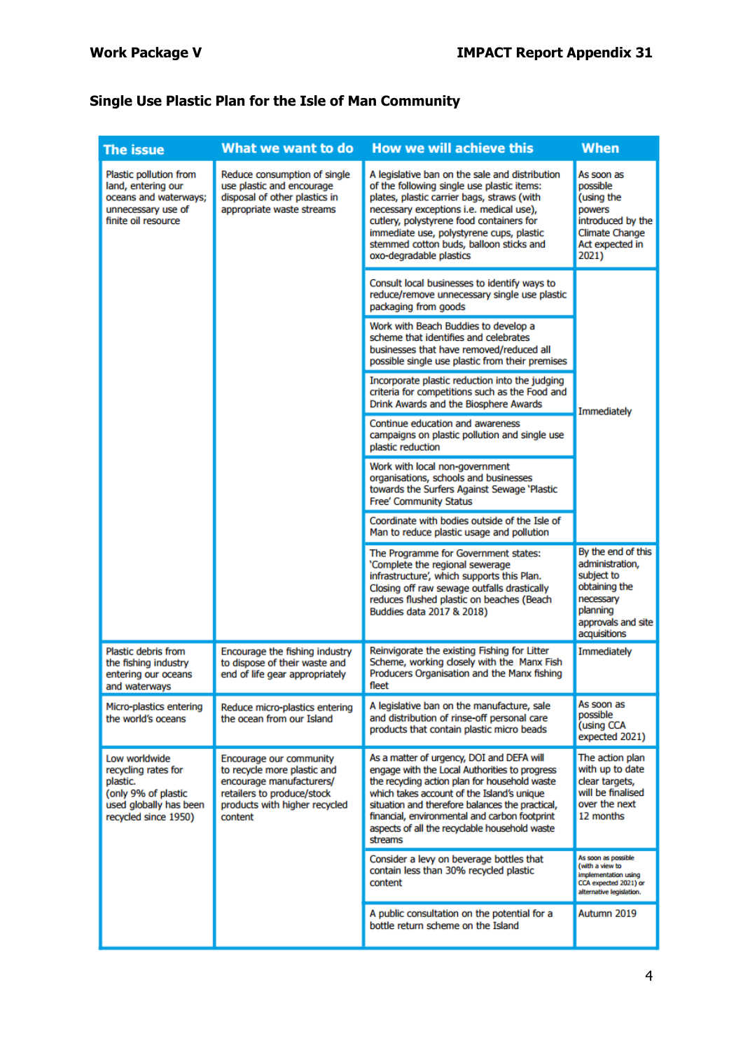## Single Use Plastic Plan for the Isle of Man Community

| The issue | What we want to do | How we will achieve this | When |
|---|---|---|---|
| Plastic pollution from land, entering our oceans and waterways; unnecessary use of finite oil resource | Reduce consumption of single use plastic and encourage disposal of other plastics in appropriate waste streams | A legislative ban on the sale and distribution of the following single use plastic items: plates, plastic carrier bags, straws (with necessary exceptions i.e. medical use), cutlery, polystyrene food containers for immediate use, polystyrene cups, plastic stemmed cotton buds, balloon sticks and oxo-degradable plastics | As soon as possible (using the powers introduced by the Climate Change Act expected in 2021) |
| | | Consult local businesses to identify ways to reduce/remove unnecessary single use plastic packaging from goods | Immediately |
| | | Work with Beach Buddies to develop a scheme that identifies and celebrates businesses that have removed/reduced all possible single use plastic from their premises | |
| | | Incorporate plastic reduction into the judging criteria for competitions such as the Food and Drink Awards and the Biosphere Awards | |
| | | Continue education and awareness campaigns on plastic pollution and single use plastic reduction | |
| | | Work with local non-government organisations, schools and businesses towards the Surfers Against Sewage 'Plastic Free' Community Status | |
| | | Coordinate with bodies outside of the Isle of Man to reduce plastic usage and pollution | |
| | | The Programme for Government states: 'Complete the regional sewerage infrastructure', which supports this Plan. Closing off raw sewage outfalls drastically reduces flushed plastic on beaches (Beach Buddies data 2017 & 2018) | By the end of this administration, subject to obtaining the necessary planning approvals and site acquisitions |
| Plastic debris from the fishing industry entering our oceans and waterways | Encourage the fishing industry to dispose of their waste and end of life gear appropriately | Reinvigorate the existing Fishing for Litter Scheme, working closely with the Manx Fish Producers Organisation and the Manx fishing fleet | Immediately |
| Micro-plastics entering the world's oceans | Reduce micro-plastics entering the ocean from our Island | A legislative ban on the manufacture, sale and distribution of rinse-off personal care products that contain plastic micro beads | As soon as possible (using CCA expected 2021) |
| Low worldwide recycling rates for plastic. (only 9% of plastic used globally has been recycled since 1950) | Encourage our community to recycle more plastic and encourage manufacturers/ retailers to produce/stock products with higher recycled content | As a matter of urgency, DOI and DEFA will engage with the Local Authorities to progress the recycling action plan for household waste which takes account of the Island's unique situation and therefore balances the practical, financial, environmental and carbon footprint aspects of all the recyclable household waste streams | The action plan with up to date clear targets, will be finalised over the next 12 months |
| | | Consider a levy on beverage bottles that contain less than 30% recycled plastic content | As soon as possible (with a view to implementation using CCA expected 2021) or alternative legislation. |
| | | A public consultation on the potential for a bottle return scheme on the Island | Autumn 2019 |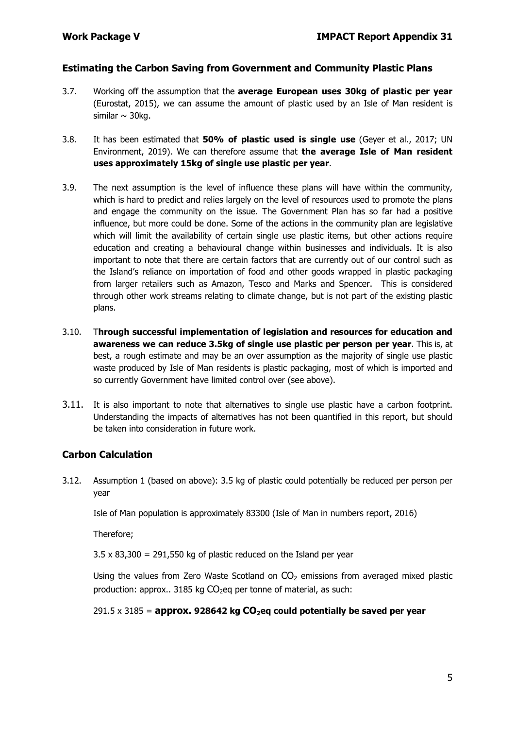## Estimating the Carbon Saving from Government and Community Plastic Plans

3.7. Working off the assumption that the **average European uses 30kg of plastic per year** (Eurostat, 2015), we can assume the amount of plastic used by an Isle of Man resident is similar ~ 30kg.

3.8. It has been estimated that **50% of plastic used is single use** (Geyer et al., 2017; UN Environment, 2019). We can therefore assume that **the average Isle of Man resident uses approximately 15kg of single use plastic per year**.

3.9. The next assumption is the level of influence these plans will have within the community, which is hard to predict and relies largely on the level of resources used to promote the plans and engage the community on the issue. The Government Plan has so far had a positive influence, but more could be done. Some of the actions in the community plan are legislative which will limit the availability of certain single use plastic items, but other actions require education and creating a behavioural change within businesses and individuals. It is also important to note that there are certain factors that are currently out of our control such as the Island's reliance on importation of food and other goods wrapped in plastic packaging from larger retailers such as Amazon, Tesco and Marks and Spencer. This is considered through other work streams relating to climate change, but is not part of the existing plastic plans.

3.10. **Through successful implementation of legislation and resources for education and awareness we can reduce 3.5kg of single use plastic per person per year**. This is, at best, a rough estimate and may be an over assumption as the majority of single use plastic waste produced by Isle of Man residents is plastic packaging, most of which is imported and so currently Government have limited control over (see above).

3.11. It is also important to note that alternatives to single use plastic have a carbon footprint. Understanding the impacts of alternatives has not been quantified in this report, but should be taken into consideration in future work.

## Carbon Calculation

3.12. Assumption 1 (based on above): 3.5 kg of plastic could potentially be reduced per person per year

Isle of Man population is approximately 83300 (Isle of Man in numbers report, 2016)

Therefore;

3.5 x 83,300 = 291,550 kg of plastic reduced on the Island per year

Using the values from Zero Waste Scotland on $CO_2$ emissions from averaged mixed plastic production: approx.. 3185 kg $CO_2$eq per tonne of material, as such:

291.5 x 3185 = **approx. 928642 kg $CO_2$eq could potentially be saved per year**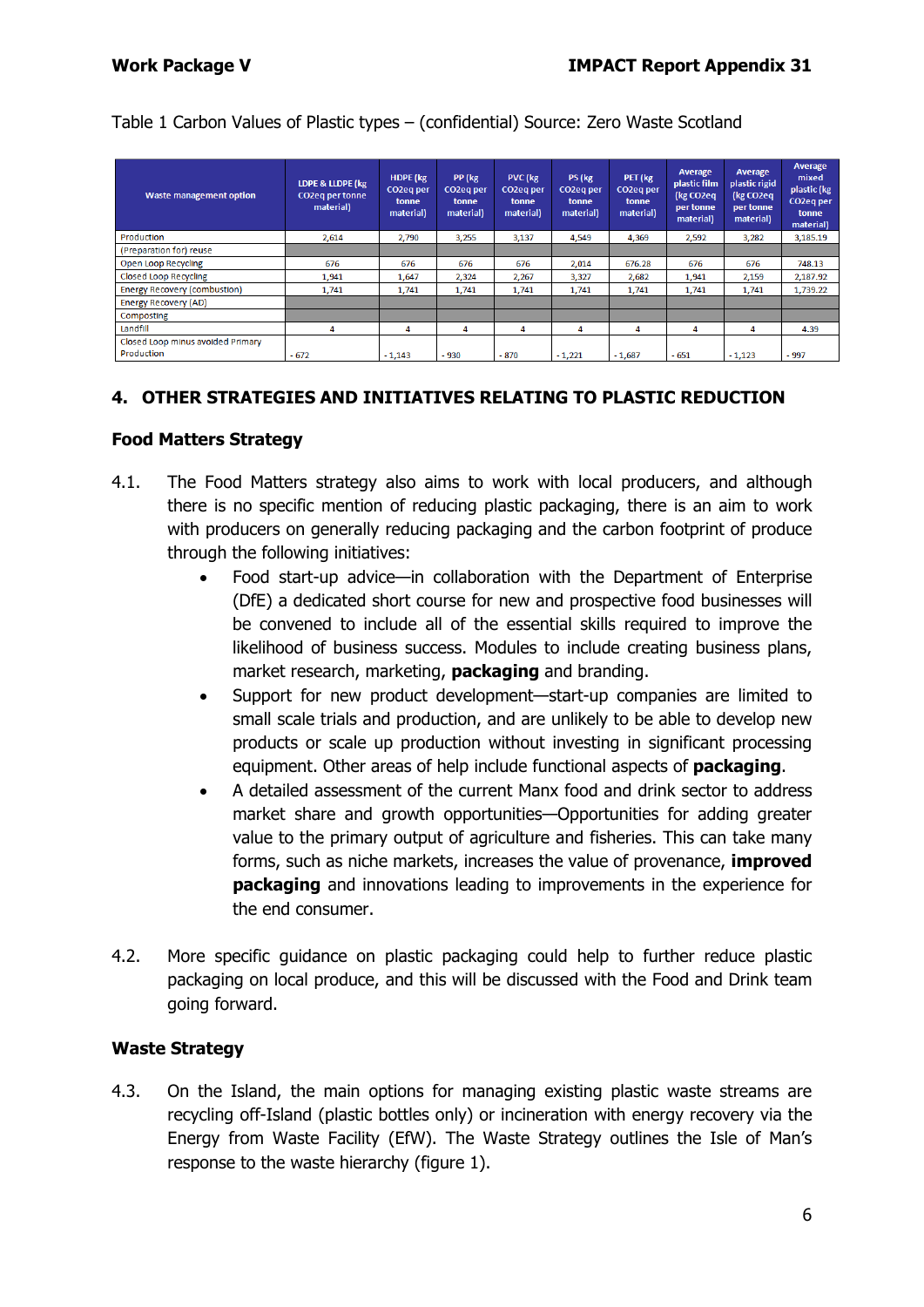Table 1 Carbon Values of Plastic types – (confidential) Source: Zero Waste Scotland

| Waste management option | LDPE & LLDPE (kg CO2eq per tonne material) | HDPE (kg CO2eq per tonne material) | PP (kg CO2eq per tonne material) | PVC (kg CO2eq per tonne material) | PS (kg CO2eq per tonne material) | PET (kg CO2eq per tonne material) | Average plastic film (kg CO2eq per tonne material) | Average plastic rigid (kg CO2eq per tonne material) | Average mixed plastic (kg CO2eq per tonne material) |
|---|---|---|---|---|---|---|---|---|---|
| Production | 2,614 | 2,790 | 3,255 | 3,137 | 4,549 | 4,369 | 2,592 | 3,282 | 3,185.19 |
| (Preparation for) reuse | | | | | | | | | |
| Open Loop Recycling | 676 | 676 | 676 | 676 | 2,014 | 676.28 | 676 | 676 | 748.13 |
| Closed Loop Recycling | 1,941 | 1,647 | 2,324 | 2,267 | 3,327 | 2,682 | 1,941 | 2,159 | 2,187.92 |
| Energy Recovery (combustion) | 1,741 | 1,741 | 1,741 | 1,741 | 1,741 | 1,741 | 1,741 | 1,741 | 1,739.22 |
| Energy Recovery (AD) | | | | | | | | | |
| Composting | | | | | | | | | |
| Landfill | 4 | 4 | 4 | 4 | 4 | 4 | 4 | 4 | 4.39 |
| Closed Loop minus avoided Primary Production | - 672 | - 1,143 | - 930 | - 870 | - 1,221 | - 1,687 | - 651 | - 1,123 | - 997 |

## 4. OTHER STRATEGIES AND INITIATIVES RELATING TO PLASTIC REDUCTION

### Food Matters Strategy

4.1. The Food Matters strategy also aims to work with local producers, and although there is no specific mention of reducing plastic packaging, there is an aim to work with producers on generally reducing packaging and the carbon footprint of produce through the following initiatives:

- Food start-up advice—in collaboration with the Department of Enterprise (DfE) a dedicated short course for new and prospective food businesses will be convened to include all of the essential skills required to improve the likelihood of business success. Modules to include creating business plans, market research, marketing, **packaging** and branding.
- Support for new product development—start-up companies are limited to small scale trials and production, and are unlikely to be able to develop new products or scale up production without investing in significant processing equipment. Other areas of help include functional aspects of **packaging**.
- A detailed assessment of the current Manx food and drink sector to address market share and growth opportunities—Opportunities for adding greater value to the primary output of agriculture and fisheries. This can take many forms, such as niche markets, increases the value of provenance, **improved packaging** and innovations leading to improvements in the experience for the end consumer.

4.2. More specific guidance on plastic packaging could help to further reduce plastic packaging on local produce, and this will be discussed with the Food and Drink team going forward.

### Waste Strategy

4.3. On the Island, the main options for managing existing plastic waste streams are recycling off-Island (plastic bottles only) or incineration with energy recovery via the Energy from Waste Facility (EfW). The Waste Strategy outlines the Isle of Man's response to the waste hierarchy (figure 1).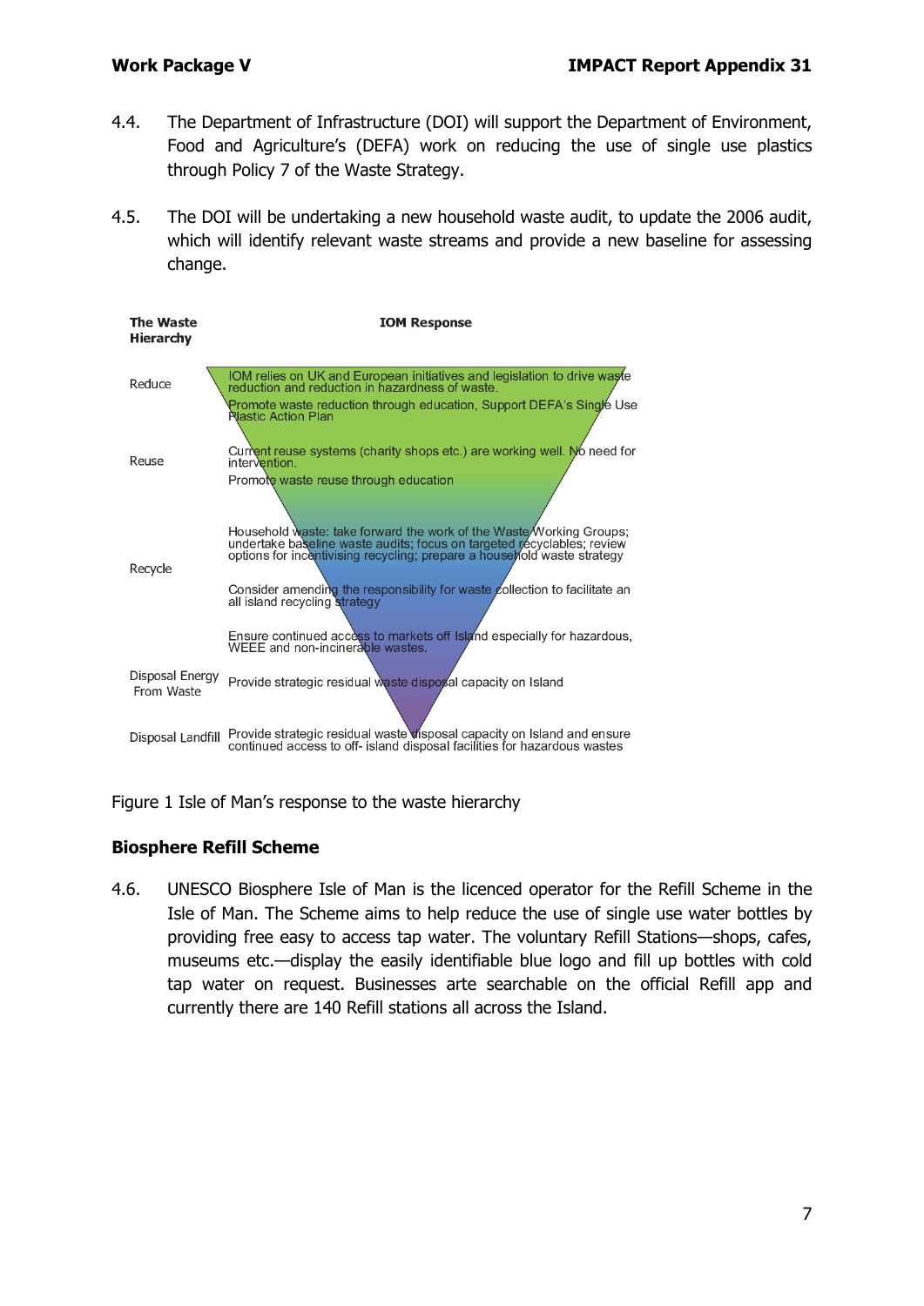4.4. The Department of Infrastructure (DOI) will support the Department of Environment, Food and Agriculture's (DEFA) work on reducing the use of single use plastics through Policy 7 of the Waste Strategy.

4.5. The DOI will be undertaking a new household waste audit, to update the 2006 audit, which will identify relevant waste streams and provide a new baseline for assessing change.

| The Waste Hierarchy | IOM Response |
|---|---|
| Reduce | IOM relies on UK and European initiatives and legislation to drive waste reduction and reduction in hazardness of waste.<br>Promote waste reduction through education, Support DEFA's Single Use Plastic Action Plan |
| Reuse | Current reuse systems (charity shops etc.) are working well. No need for intervention.<br>Promote waste reuse through education |
| Recycle | Household waste: take forward the work of the Waste Working Groups; undertake baseline waste audits; focus on targeted recyclables; review options for incentivising recycling; prepare a household waste strategy<br>Consider amending the responsibility for waste collection to facilitate an all island recycling strategy<br>Ensure continued access to markets off Island especially for hazardous, WEEE and non-incinerable wastes. |
| Disposal Energy From Waste | Provide strategic residual waste disposal capacity on Island |
| Disposal Landfill | Provide strategic residual waste disposal capacity on Island and ensure continued access to off- island disposal facilities for hazardous wastes |

Figure 1 Isle of Man's response to the waste hierarchy

### Biosphere Refill Scheme

4.6. UNESCO Biosphere Isle of Man is the licenced operator for the Refill Scheme in the Isle of Man. The Scheme aims to help reduce the use of single use water bottles by providing free easy to access tap water. The voluntary Refill Stations—shops, cafes, museums etc.—display the easily identifiable blue logo and fill up bottles with cold tap water on request. Businesses arte searchable on the official Refill app and currently there are 140 Refill stations all across the Island.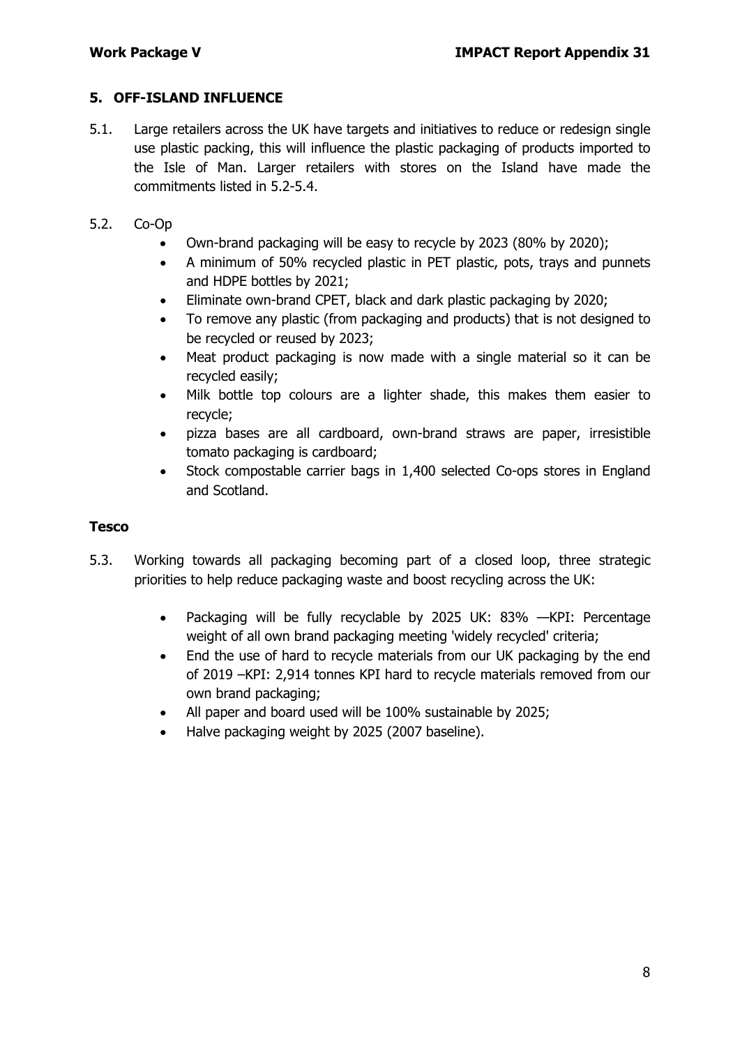## 5. OFF-ISLAND INFLUENCE

5.1. Large retailers across the UK have targets and initiatives to reduce or redesign single use plastic packing, this will influence the plastic packaging of products imported to the Isle of Man. Larger retailers with stores on the Island have made the commitments listed in 5.2-5.4.

5.2. Co-Op

- Own-brand packaging will be easy to recycle by 2023 (80% by 2020);
- A minimum of 50% recycled plastic in PET plastic, pots, trays and punnets and HDPE bottles by 2021;
- Eliminate own-brand CPET, black and dark plastic packaging by 2020;
- To remove any plastic (from packaging and products) that is not designed to be recycled or reused by 2023;
- Meat product packaging is now made with a single material so it can be recycled easily;
- Milk bottle top colours are a lighter shade, this makes them easier to recycle;
- pizza bases are all cardboard, own-brand straws are paper, irresistible tomato packaging is cardboard;
- Stock compostable carrier bags in 1,400 selected Co-ops stores in England and Scotland.

**Tesco**

5.3. Working towards all packaging becoming part of a closed loop, three strategic priorities to help reduce packaging waste and boost recycling across the UK:

- Packaging will be fully recyclable by 2025 UK: 83% —KPI: Percentage weight of all own brand packaging meeting 'widely recycled' criteria;
- End the use of hard to recycle materials from our UK packaging by the end of 2019 –KPI: 2,914 tonnes KPI hard to recycle materials removed from our own brand packaging;
- All paper and board used will be 100% sustainable by 2025;
- Halve packaging weight by 2025 (2007 baseline).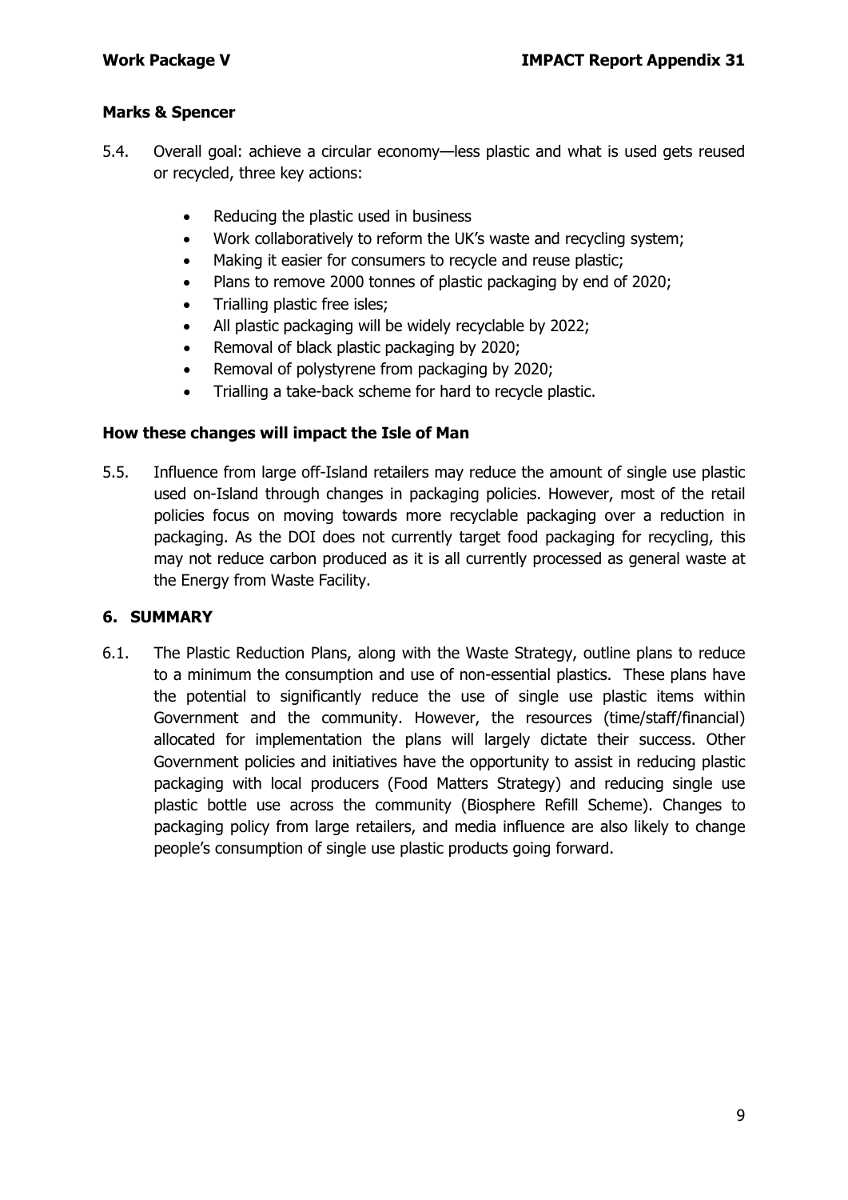**Marks & Spencer**

5.4. Overall goal: achieve a circular economy—less plastic and what is used gets reused or recycled, three key actions:

- Reducing the plastic used in business
- Work collaboratively to reform the UK's waste and recycling system;
- Making it easier for consumers to recycle and reuse plastic;
- Plans to remove 2000 tonnes of plastic packaging by end of 2020;
- Trialling plastic free isles;
- All plastic packaging will be widely recyclable by 2022;
- Removal of black plastic packaging by 2020;
- Removal of polystyrene from packaging by 2020;
- Trialling a take-back scheme for hard to recycle plastic.

**How these changes will impact the Isle of Man**

5.5. Influence from large off-Island retailers may reduce the amount of single use plastic used on-Island through changes in packaging policies. However, most of the retail policies focus on moving towards more recyclable packaging over a reduction in packaging. As the DOI does not currently target food packaging for recycling, this may not reduce carbon produced as it is all currently processed as general waste at the Energy from Waste Facility.

## 6. SUMMARY

6.1. The Plastic Reduction Plans, along with the Waste Strategy, outline plans to reduce to a minimum the consumption and use of non-essential plastics. These plans have the potential to significantly reduce the use of single use plastic items within Government and the community. However, the resources (time/staff/financial) allocated for implementation the plans will largely dictate their success. Other Government policies and initiatives have the opportunity to assist in reducing plastic packaging with local producers (Food Matters Strategy) and reducing single use plastic bottle use across the community (Biosphere Refill Scheme). Changes to packaging policy from large retailers, and media influence are also likely to change people's consumption of single use plastic products going forward.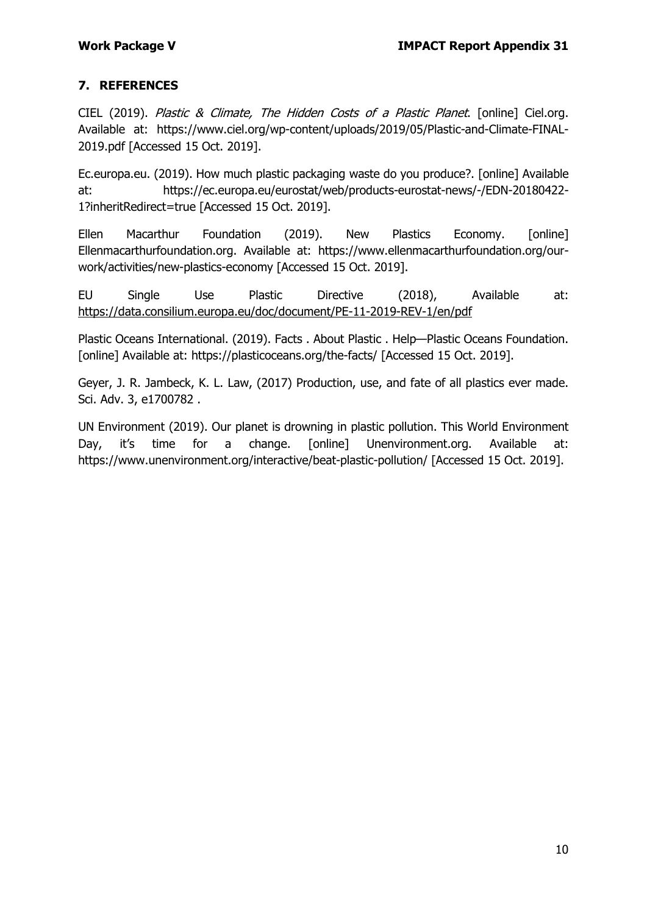## 7. REFERENCES

CIEL (2019). *Plastic & Climate, The Hidden Costs of a Plastic Planet*. [online] Ciel.org. Available at: https://www.ciel.org/wp-content/uploads/2019/05/Plastic-and-Climate-FINAL-2019.pdf [Accessed 15 Oct. 2019].

Ec.europa.eu. (2019). How much plastic packaging waste do you produce?. [online] Available at: https://ec.europa.eu/eurostat/web/products-eurostat-news/-/EDN-20180422-1?inheritRedirect=true [Accessed 15 Oct. 2019].

Ellen Macarthur Foundation (2019). New Plastics Economy. [online] Ellenmacarthurfoundation.org. Available at: https://www.ellenmacarthurfoundation.org/our-work/activities/new-plastics-economy [Accessed 15 Oct. 2019].

EU Single Use Plastic Directive (2018), Available at: https://data.consilium.europa.eu/doc/document/PE-11-2019-REV-1/en/pdf

Plastic Oceans International. (2019). Facts . About Plastic . Help—Plastic Oceans Foundation. [online] Available at: https://plasticoceans.org/the-facts/ [Accessed 15 Oct. 2019].

Geyer, J. R. Jambeck, K. L. Law, (2017) Production, use, and fate of all plastics ever made. Sci. Adv. 3, e1700782 .

UN Environment (2019). Our planet is drowning in plastic pollution. This World Environment Day, it's time for a change. [online] Unenvironment.org. Available at: https://www.unenvironment.org/interactive/beat-plastic-pollution/ [Accessed 15 Oct. 2019].